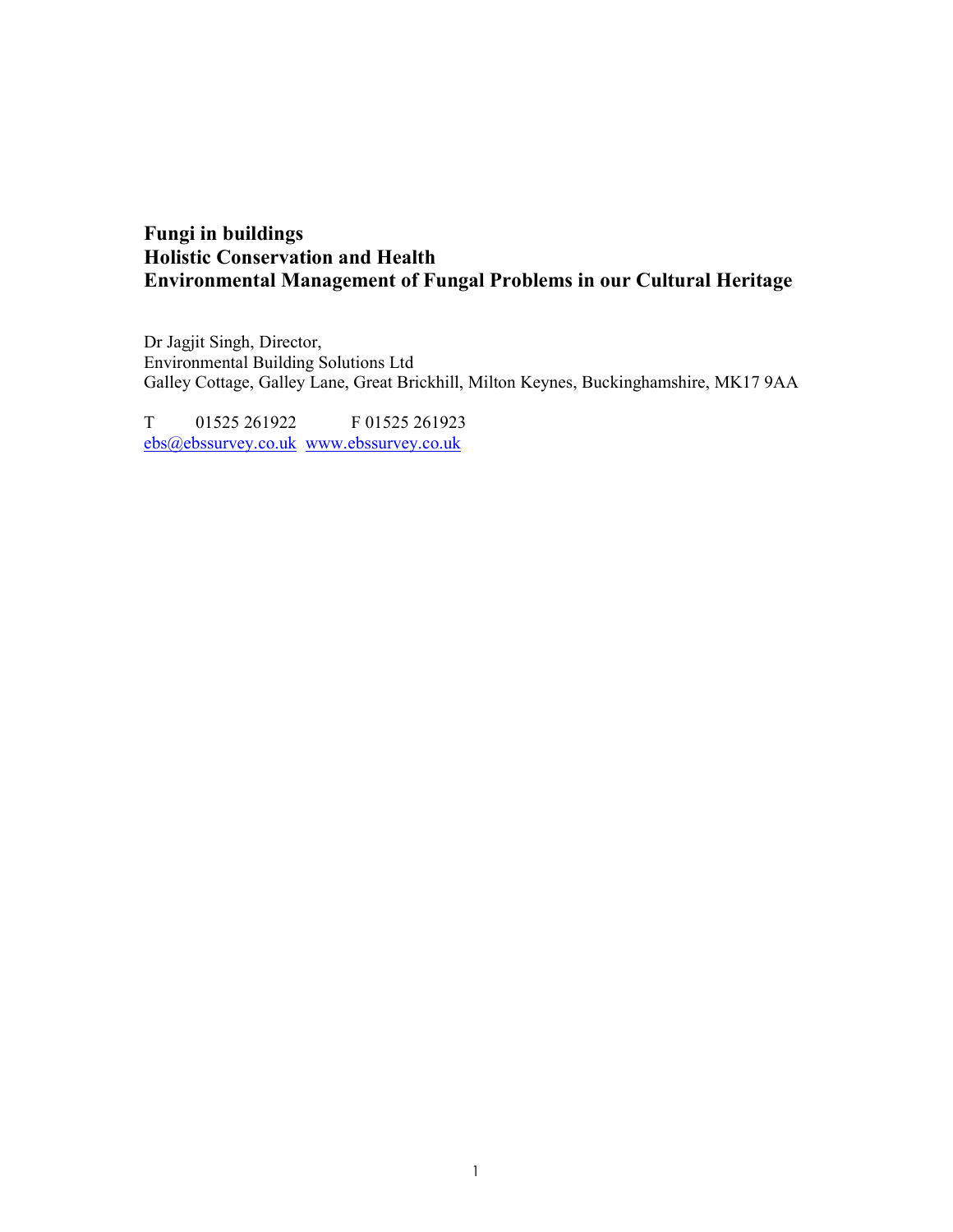# Fungi in buildings
# Holistic Conservation and Health
# Environmental Management of Fungal Problems in our Cultural Heritage

Dr Jagjit Singh, Director,
Environmental Building Solutions Ltd
Galley Cottage, Galley Lane, Great Brickhill, Milton Keynes, Buckinghamshire, MK17 9AA

T 01525 261922 F 01525 261923
ebs@ebssurvey.co.uk www.ebssurvey.co.uk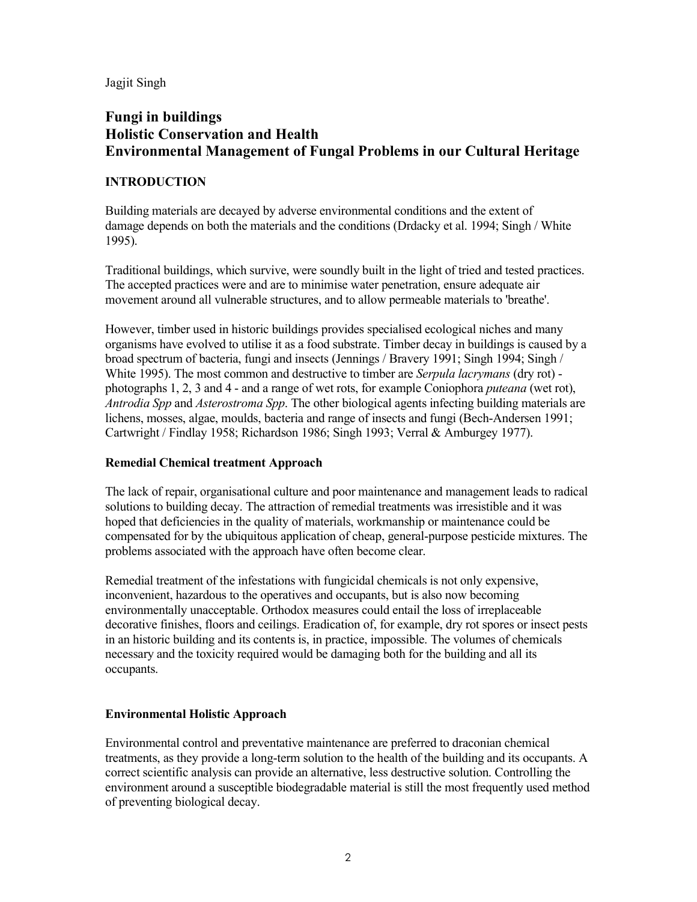Jagjit Singh

# Fungi in buildings
# Holistic Conservation and Health
# Environmental Management of Fungal Problems in our Cultural Heritage

## INTRODUCTION

Building materials are decayed by adverse environmental conditions and the extent of damage depends on both the materials and the conditions (Drdacky et al. 1994; Singh / White 1995).

Traditional buildings, which survive, were soundly built in the light of tried and tested practices. The accepted practices were and are to minimise water penetration, ensure adequate air movement around all vulnerable structures, and to allow permeable materials to 'breathe'.

However, timber used in historic buildings provides specialised ecological niches and many organisms have evolved to utilise it as a food substrate. Timber decay in buildings is caused by a broad spectrum of bacteria, fungi and insects (Jennings / Bravery 1991; Singh 1994; Singh / White 1995). The most common and destructive to timber are *Serpula lacrymans* (dry rot) - photographs 1, 2, 3 and 4 - and a range of wet rots, for example Coniophora *puteana* (wet rot), *Antrodia Spp* and *Asterostroma Spp*. The other biological agents infecting building materials are lichens, mosses, algae, moulds, bacteria and range of insects and fungi (Bech-Andersen 1991; Cartwright / Findlay 1958; Richardson 1986; Singh 1993; Verral & Amburgey 1977).

### Remedial Chemical treatment Approach

The lack of repair, organisational culture and poor maintenance and management leads to radical solutions to building decay. The attraction of remedial treatments was irresistible and it was hoped that deficiencies in the quality of materials, workmanship or maintenance could be compensated for by the ubiquitous application of cheap, general-purpose pesticide mixtures. The problems associated with the approach have often become clear.

Remedial treatment of the infestations with fungicidal chemicals is not only expensive, inconvenient, hazardous to the operatives and occupants, but is also now becoming environmentally unacceptable. Orthodox measures could entail the loss of irreplaceable decorative finishes, floors and ceilings. Eradication of, for example, dry rot spores or insect pests in an historic building and its contents is, in practice, impossible. The volumes of chemicals necessary and the toxicity required would be damaging both for the building and all its occupants.

### Environmental Holistic Approach

Environmental control and preventative maintenance are preferred to draconian chemical treatments, as they provide a long-term solution to the health of the building and its occupants. A correct scientific analysis can provide an alternative, less destructive solution. Controlling the environment around a susceptible biodegradable material is still the most frequently used method of preventing biological decay.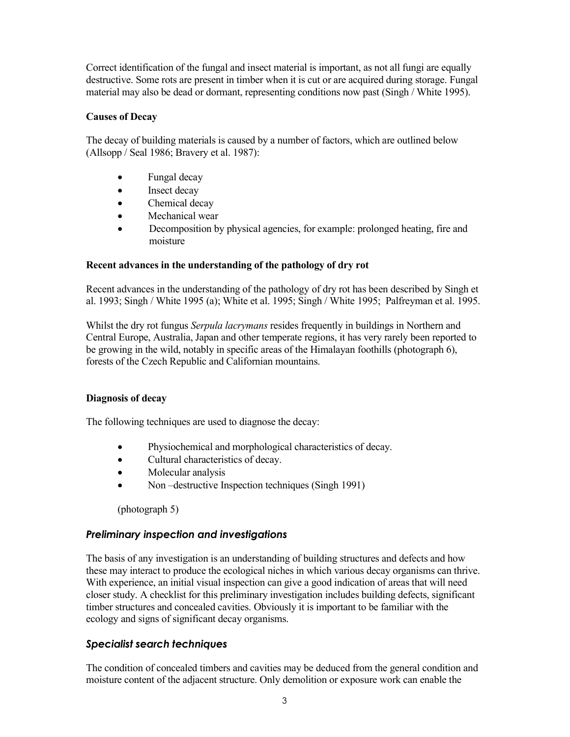Correct identification of the fungal and insect material is important, as not all fungi are equally destructive. Some rots are present in timber when it is cut or are acquired during storage. Fungal material may also be dead or dormant, representing conditions now past (Singh / White 1995).

**Causes of Decay**

The decay of building materials is caused by a number of factors, which are outlined below (Allsopp / Seal 1986; Bravery et al. 1987):

- Fungal decay
- Insect decay
- Chemical decay
- Mechanical wear
- Decomposition by physical agencies, for example: prolonged heating, fire and moisture

**Recent advances in the understanding of the pathology of dry rot**

Recent advances in the understanding of the pathology of dry rot has been described by Singh et al. 1993; Singh / White 1995 (a); White et al. 1995; Singh / White 1995; Palfreyman et al. 1995.

Whilst the dry rot fungus *Serpula lacrymans* resides frequently in buildings in Northern and Central Europe, Australia, Japan and other temperate regions, it has very rarely been reported to be growing in the wild, notably in specific areas of the Himalayan foothills (photograph 6), forests of the Czech Republic and Californian mountains.

**Diagnosis of decay**

The following techniques are used to diagnose the decay:

- Physiochemical and morphological characteristics of decay.
- Cultural characteristics of decay.
- Molecular analysis
- Non –destructive Inspection techniques (Singh 1991)

(photograph 5)

### *Preliminary inspection and investigations*

The basis of any investigation is an understanding of building structures and defects and how these may interact to produce the ecological niches in which various decay organisms can thrive. With experience, an initial visual inspection can give a good indication of areas that will need closer study. A checklist for this preliminary investigation includes building defects, significant timber structures and concealed cavities. Obviously it is important to be familiar with the ecology and signs of significant decay organisms.

### *Specialist search techniques*

The condition of concealed timbers and cavities may be deduced from the general condition and moisture content of the adjacent structure. Only demolition or exposure work can enable the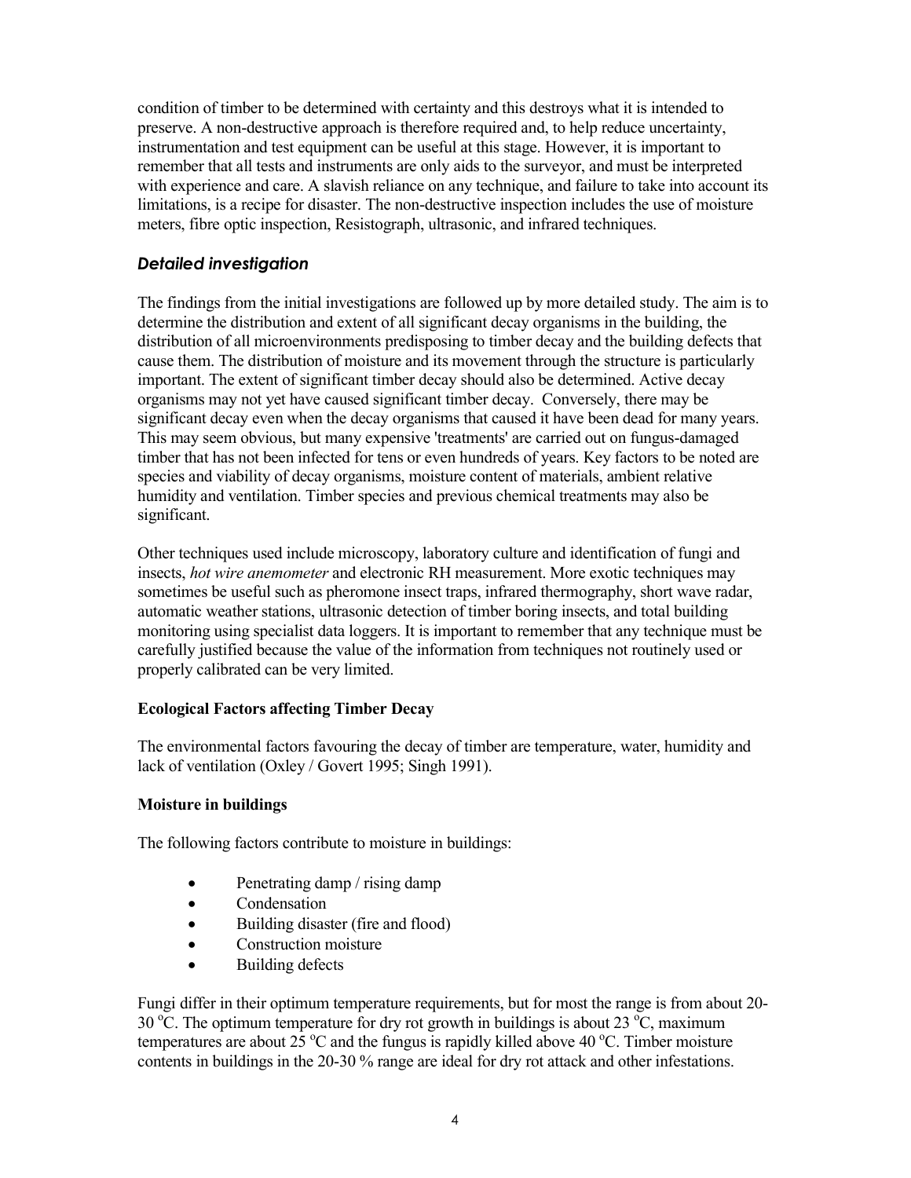condition of timber to be determined with certainty and this destroys what it is intended to preserve. A non-destructive approach is therefore required and, to help reduce uncertainty, instrumentation and test equipment can be useful at this stage. However, it is important to remember that all tests and instruments are only aids to the surveyor, and must be interpreted with experience and care. A slavish reliance on any technique, and failure to take into account its limitations, is a recipe for disaster. The non-destructive inspection includes the use of moisture meters, fibre optic inspection, Resistograph, ultrasonic, and infrared techniques.

### *Detailed investigation*

The findings from the initial investigations are followed up by more detailed study. The aim is to determine the distribution and extent of all significant decay organisms in the building, the distribution of all microenvironments predisposing to timber decay and the building defects that cause them. The distribution of moisture and its movement through the structure is particularly important. The extent of significant timber decay should also be determined. Active decay organisms may not yet have caused significant timber decay. Conversely, there may be significant decay even when the decay organisms that caused it have been dead for many years. This may seem obvious, but many expensive 'treatments' are carried out on fungus-damaged timber that has not been infected for tens or even hundreds of years. Key factors to be noted are species and viability of decay organisms, moisture content of materials, ambient relative humidity and ventilation. Timber species and previous chemical treatments may also be significant.

Other techniques used include microscopy, laboratory culture and identification of fungi and insects, *hot wire anemometer* and electronic RH measurement. More exotic techniques may sometimes be useful such as pheromone insect traps, infrared thermography, short wave radar, automatic weather stations, ultrasonic detection of timber boring insects, and total building monitoring using specialist data loggers. It is important to remember that any technique must be carefully justified because the value of the information from techniques not routinely used or properly calibrated can be very limited.

**Ecological Factors affecting Timber Decay**

The environmental factors favouring the decay of timber are temperature, water, humidity and lack of ventilation (Oxley / Govert 1995; Singh 1991).

**Moisture in buildings**

The following factors contribute to moisture in buildings:

- Penetrating damp / rising damp
- Condensation
- Building disaster (fire and flood)
- Construction moisture
- Building defects

Fungi differ in their optimum temperature requirements, but for most the range is from about 20-30 $^{o}$C. The optimum temperature for dry rot growth in buildings is about 23 $^{o}$C, maximum temperatures are about 25 $^{o}$C and the fungus is rapidly killed above 40 $^{o}$C. Timber moisture contents in buildings in the 20-30 % range are ideal for dry rot attack and other infestations.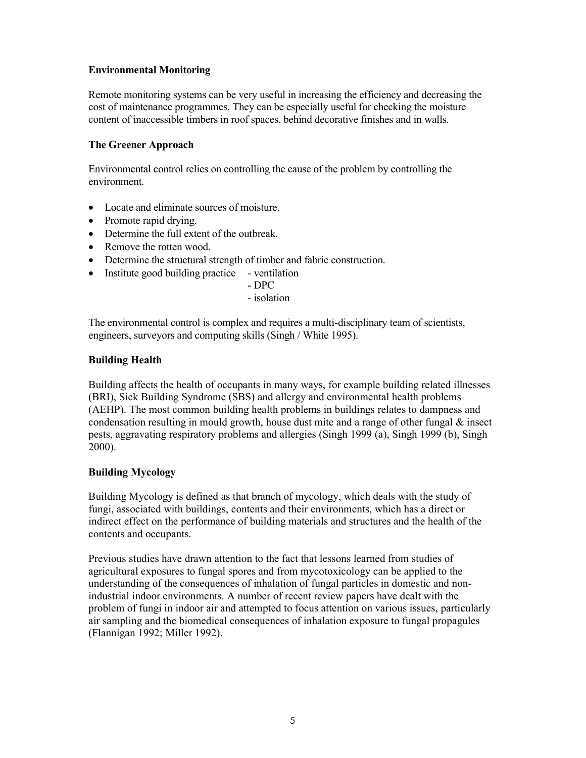### Environmental Monitoring

Remote monitoring systems can be very useful in increasing the efficiency and decreasing the cost of maintenance programmes. They can be especially useful for checking the moisture content of inaccessible timbers in roof spaces, behind decorative finishes and in walls.

### The Greener Approach

Environmental control relies on controlling the cause of the problem by controlling the environment.

- Locate and eliminate sources of moisture.
- Promote rapid drying.
- Determine the full extent of the outbreak.
- Remove the rotten wood.
- Determine the structural strength of timber and fabric construction.
- Institute good building practice
  - ventilation
  - DPC
  - isolation

The environmental control is complex and requires a multi-disciplinary team of scientists, engineers, surveyors and computing skills (Singh / White 1995).

### Building Health

Building affects the health of occupants in many ways, for example building related illnesses (BRI), Sick Building Syndrome (SBS) and allergy and environmental health problems (AEHP). The most common building health problems in buildings relates to dampness and condensation resulting in mould growth, house dust mite and a range of other fungal & insect pests, aggravating respiratory problems and allergies (Singh 1999 (a), Singh 1999 (b), Singh 2000).

### Building Mycology

Building Mycology is defined as that branch of mycology, which deals with the study of fungi, associated with buildings, contents and their environments, which has a direct or indirect effect on the performance of building materials and structures and the health of the contents and occupants.

Previous studies have drawn attention to the fact that lessons learned from studies of agricultural exposures to fungal spores and from mycotoxicology can be applied to the understanding of the consequences of inhalation of fungal particles in domestic and non-industrial indoor environments. A number of recent review papers have dealt with the problem of fungi in indoor air and attempted to focus attention on various issues, particularly air sampling and the biomedical consequences of inhalation exposure to fungal propagules (Flannigan 1992; Miller 1992).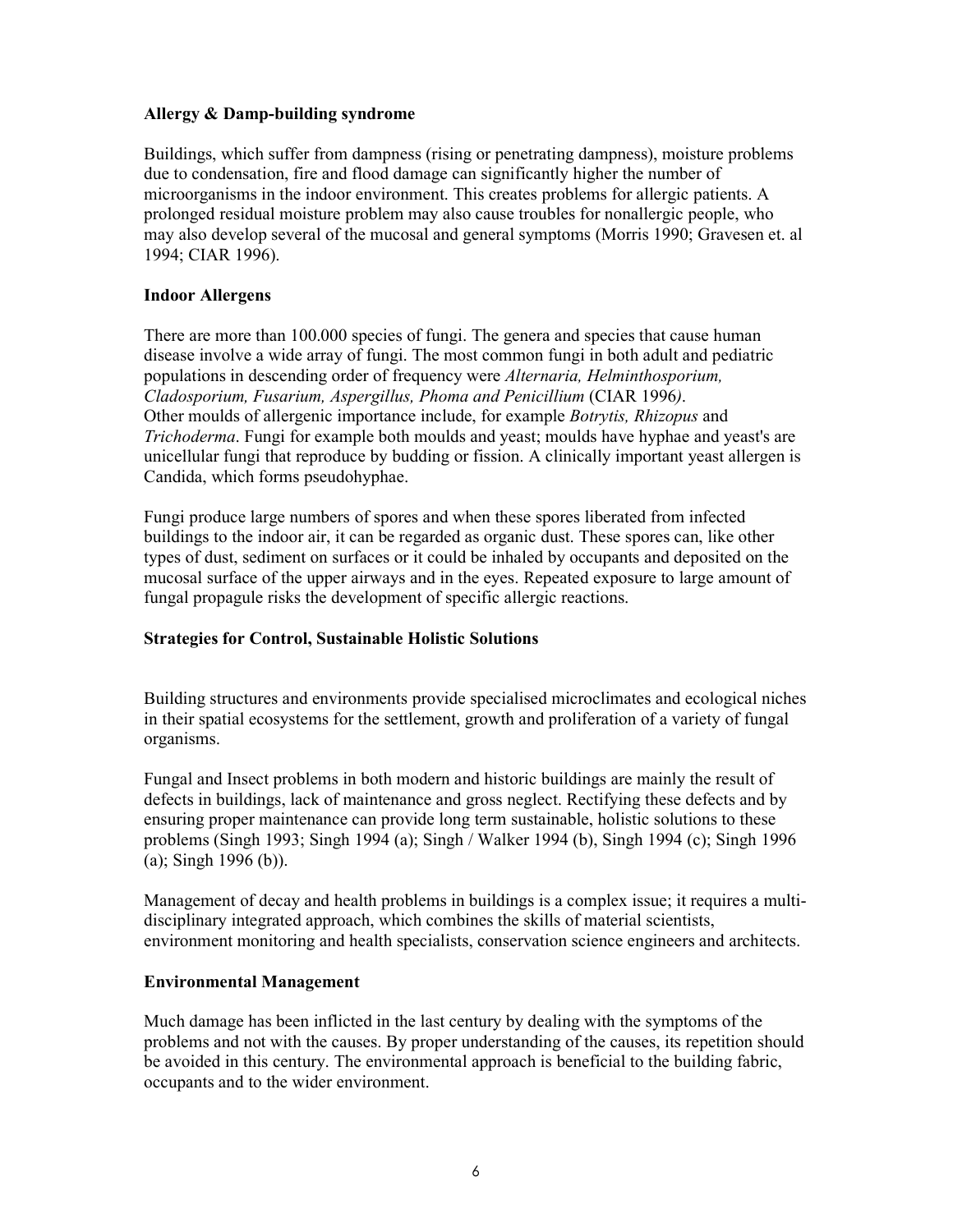### Allergy & Damp-building syndrome

Buildings, which suffer from dampness (rising or penetrating dampness), moisture problems due to condensation, fire and flood damage can significantly higher the number of microorganisms in the indoor environment. This creates problems for allergic patients. A prolonged residual moisture problem may also cause troubles for nonallergic people, who may also develop several of the mucosal and general symptoms (Morris 1990; Gravesen et. al 1994; CIAR 1996).

### Indoor Allergens

There are more than 100.000 species of fungi. The genera and species that cause human disease involve a wide array of fungi. The most common fungi in both adult and pediatric populations in descending order of frequency were *Alternaria, Helminthosporium, Cladosporium, Fusarium, Aspergillus, Phoma and Penicillium* (CIAR 1996). Other moulds of allergenic importance include, for example *Botrytis, Rhizopus* and *Trichoderma*. Fungi for example both moulds and yeast; moulds have hyphae and yeast's are unicellular fungi that reproduce by budding or fission. A clinically important yeast allergen is Candida, which forms pseudohyphae.

Fungi produce large numbers of spores and when these spores liberated from infected buildings to the indoor air, it can be regarded as organic dust. These spores can, like other types of dust, sediment on surfaces or it could be inhaled by occupants and deposited on the mucosal surface of the upper airways and in the eyes. Repeated exposure to large amount of fungal propagule risks the development of specific allergic reactions.

### Strategies for Control, Sustainable Holistic Solutions

Building structures and environments provide specialised microclimates and ecological niches in their spatial ecosystems for the settlement, growth and proliferation of a variety of fungal organisms.

Fungal and Insect problems in both modern and historic buildings are mainly the result of defects in buildings, lack of maintenance and gross neglect. Rectifying these defects and by ensuring proper maintenance can provide long term sustainable, holistic solutions to these problems (Singh 1993; Singh 1994 (a); Singh / Walker 1994 (b), Singh 1994 (c); Singh 1996 (a); Singh 1996 (b)).

Management of decay and health problems in buildings is a complex issue; it requires a multi-disciplinary integrated approach, which combines the skills of material scientists, environment monitoring and health specialists, conservation science engineers and architects.

### Environmental Management

Much damage has been inflicted in the last century by dealing with the symptoms of the problems and not with the causes. By proper understanding of the causes, its repetition should be avoided in this century. The environmental approach is beneficial to the building fabric, occupants and to the wider environment.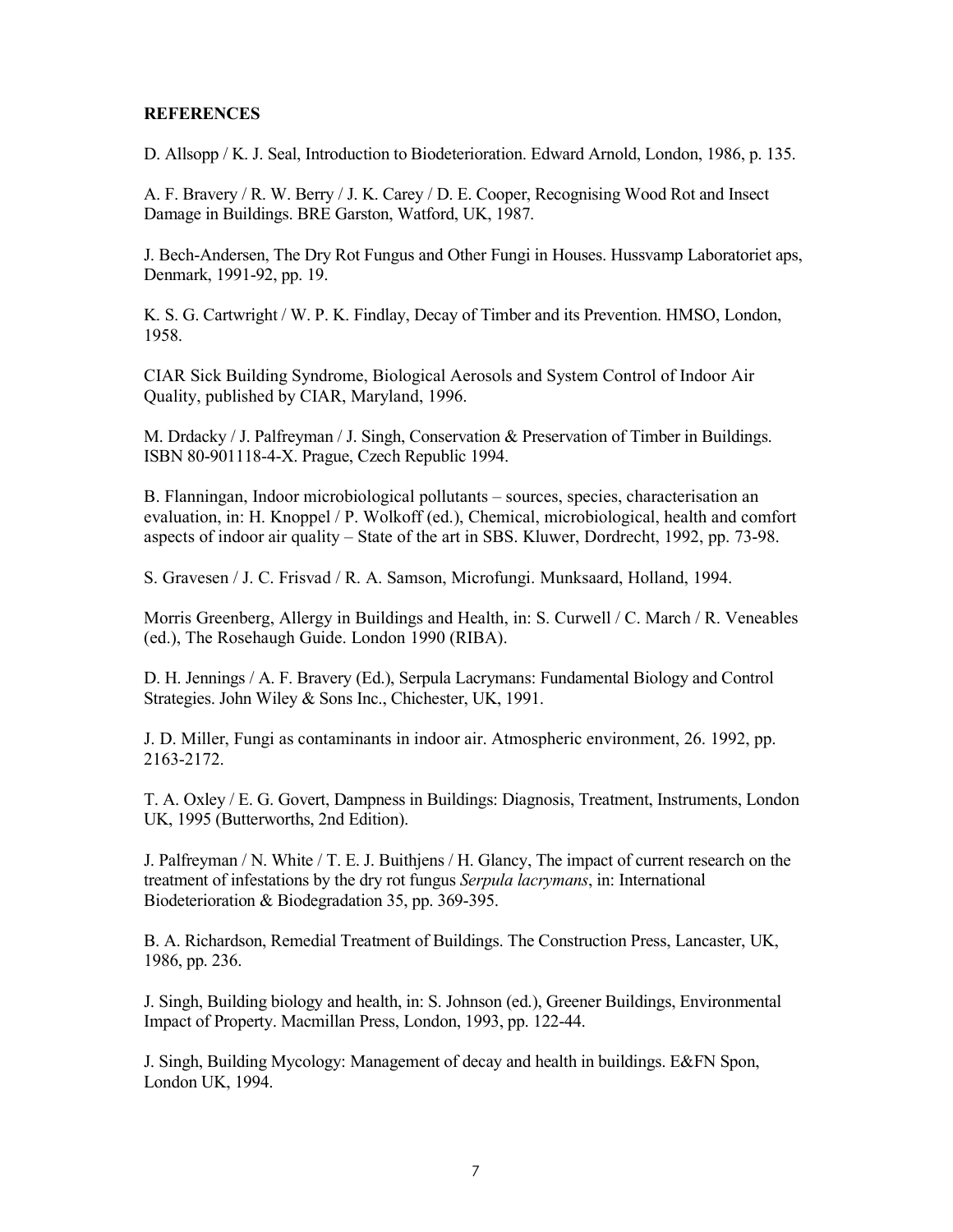**REFERENCES**

D. Allsopp / K. J. Seal, Introduction to Biodeterioration. Edward Arnold, London, 1986, p. 135.

A. F. Bravery / R. W. Berry / J. K. Carey / D. E. Cooper, Recognising Wood Rot and Insect Damage in Buildings. BRE Garston, Watford, UK, 1987.

J. Bech-Andersen, The Dry Rot Fungus and Other Fungi in Houses. Hussvamp Laboratoriet aps, Denmark, 1991-92, pp. 19.

K. S. G. Cartwright / W. P. K. Findlay, Decay of Timber and its Prevention. HMSO, London, 1958.

CIAR Sick Building Syndrome, Biological Aerosols and System Control of Indoor Air Quality, published by CIAR, Maryland, 1996.

M. Drdacky / J. Palfreyman / J. Singh, Conservation & Preservation of Timber in Buildings. ISBN 80-901118-4-X. Prague, Czech Republic 1994.

B. Flanningan, Indoor microbiological pollutants – sources, species, characterisation an evaluation, in: H. Knoppel / P. Wolkoff (ed.), Chemical, microbiological, health and comfort aspects of indoor air quality – State of the art in SBS. Kluwer, Dordrecht, 1992, pp. 73-98.

S. Gravesen / J. C. Frisvad / R. A. Samson, Microfungi. Munksaard, Holland, 1994.

Morris Greenberg, Allergy in Buildings and Health, in: S. Curwell / C. March / R. Veneables (ed.), The Rosehaugh Guide. London 1990 (RIBA).

D. H. Jennings / A. F. Bravery (Ed.), Serpula Lacrymans: Fundamental Biology and Control Strategies. John Wiley & Sons Inc., Chichester, UK, 1991.

J. D. Miller, Fungi as contaminants in indoor air. Atmospheric environment, 26. 1992, pp. 2163-2172.

T. A. Oxley / E. G. Govert, Dampness in Buildings: Diagnosis, Treatment, Instruments, London UK, 1995 (Butterworths, 2nd Edition).

J. Palfreyman / N. White / T. E. J. Buithjens / H. Glancy, The impact of current research on the treatment of infestations by the dry rot fungus *Serpula lacrymans*, in: International Biodeterioration & Biodegradation 35, pp. 369-395.

B. A. Richardson, Remedial Treatment of Buildings. The Construction Press, Lancaster, UK, 1986, pp. 236.

J. Singh, Building biology and health, in: S. Johnson (ed.), Greener Buildings, Environmental Impact of Property. Macmillan Press, London, 1993, pp. 122-44.

J. Singh, Building Mycology: Management of decay and health in buildings. E&FN Spon, London UK, 1994.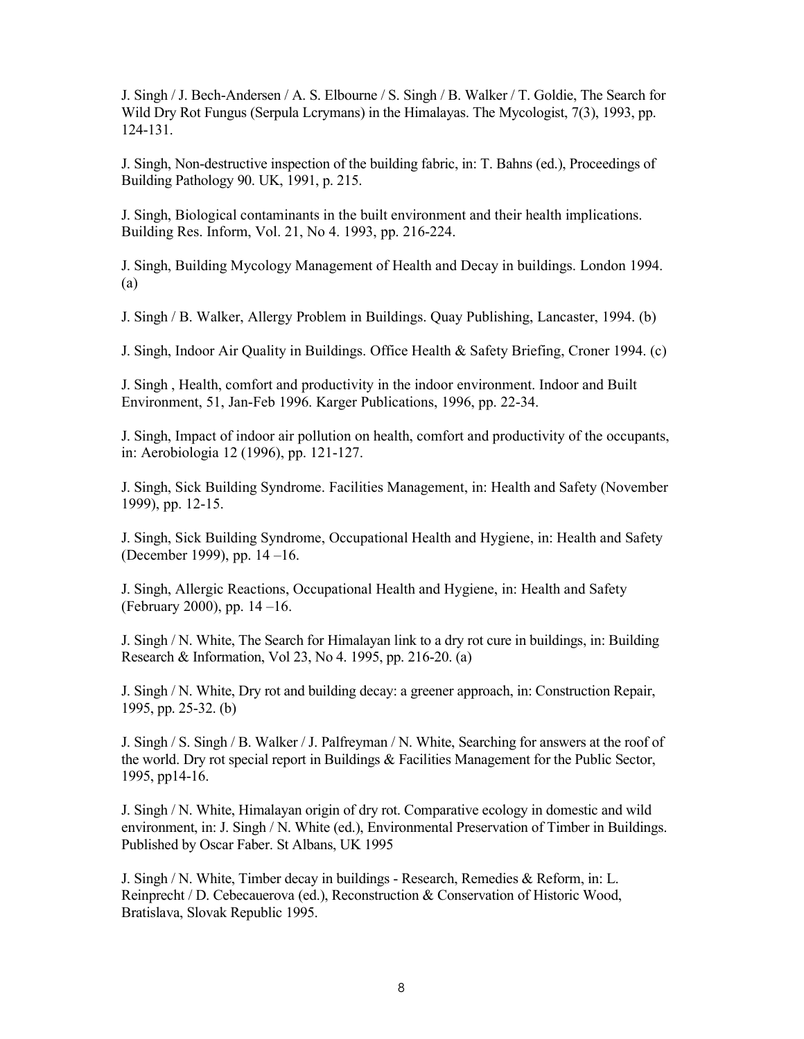J. Singh / J. Bech-Andersen / A. S. Elbourne / S. Singh / B. Walker / T. Goldie, The Search for Wild Dry Rot Fungus (Serpula Lcrymans) in the Himalayas. The Mycologist, 7(3), 1993, pp. 124-131.

J. Singh, Non-destructive inspection of the building fabric, in: T. Bahns (ed.), Proceedings of Building Pathology 90. UK, 1991, p. 215.

J. Singh, Biological contaminants in the built environment and their health implications. Building Res. Inform, Vol. 21, No 4. 1993, pp. 216-224.

J. Singh, Building Mycology Management of Health and Decay in buildings. London 1994. (a)

J. Singh / B. Walker, Allergy Problem in Buildings. Quay Publishing, Lancaster, 1994. (b)

J. Singh, Indoor Air Quality in Buildings. Office Health & Safety Briefing, Croner 1994. (c)

J. Singh , Health, comfort and productivity in the indoor environment. Indoor and Built Environment, 51, Jan-Feb 1996. Karger Publications, 1996, pp. 22-34.

J. Singh, Impact of indoor air pollution on health, comfort and productivity of the occupants, in: Aerobiologia 12 (1996), pp. 121-127.

J. Singh, Sick Building Syndrome. Facilities Management, in: Health and Safety (November 1999), pp. 12-15.

J. Singh, Sick Building Syndrome, Occupational Health and Hygiene, in: Health and Safety (December 1999), pp. 14 –16.

J. Singh, Allergic Reactions, Occupational Health and Hygiene, in: Health and Safety (February 2000), pp. 14 –16.

J. Singh / N. White, The Search for Himalayan link to a dry rot cure in buildings, in: Building Research & Information, Vol 23, No 4. 1995, pp. 216-20. (a)

J. Singh / N. White, Dry rot and building decay: a greener approach, in: Construction Repair, 1995, pp. 25-32. (b)

J. Singh / S. Singh / B. Walker / J. Palfreyman / N. White, Searching for answers at the roof of the world. Dry rot special report in Buildings & Facilities Management for the Public Sector, 1995, pp14-16.

J. Singh / N. White, Himalayan origin of dry rot. Comparative ecology in domestic and wild environment, in: J. Singh / N. White (ed.), Environmental Preservation of Timber in Buildings. Published by Oscar Faber. St Albans, UK 1995

J. Singh / N. White, Timber decay in buildings - Research, Remedies & Reform, in: L. Reinprecht / D. Cebecauerova (ed.), Reconstruction & Conservation of Historic Wood, Bratislava, Slovak Republic 1995.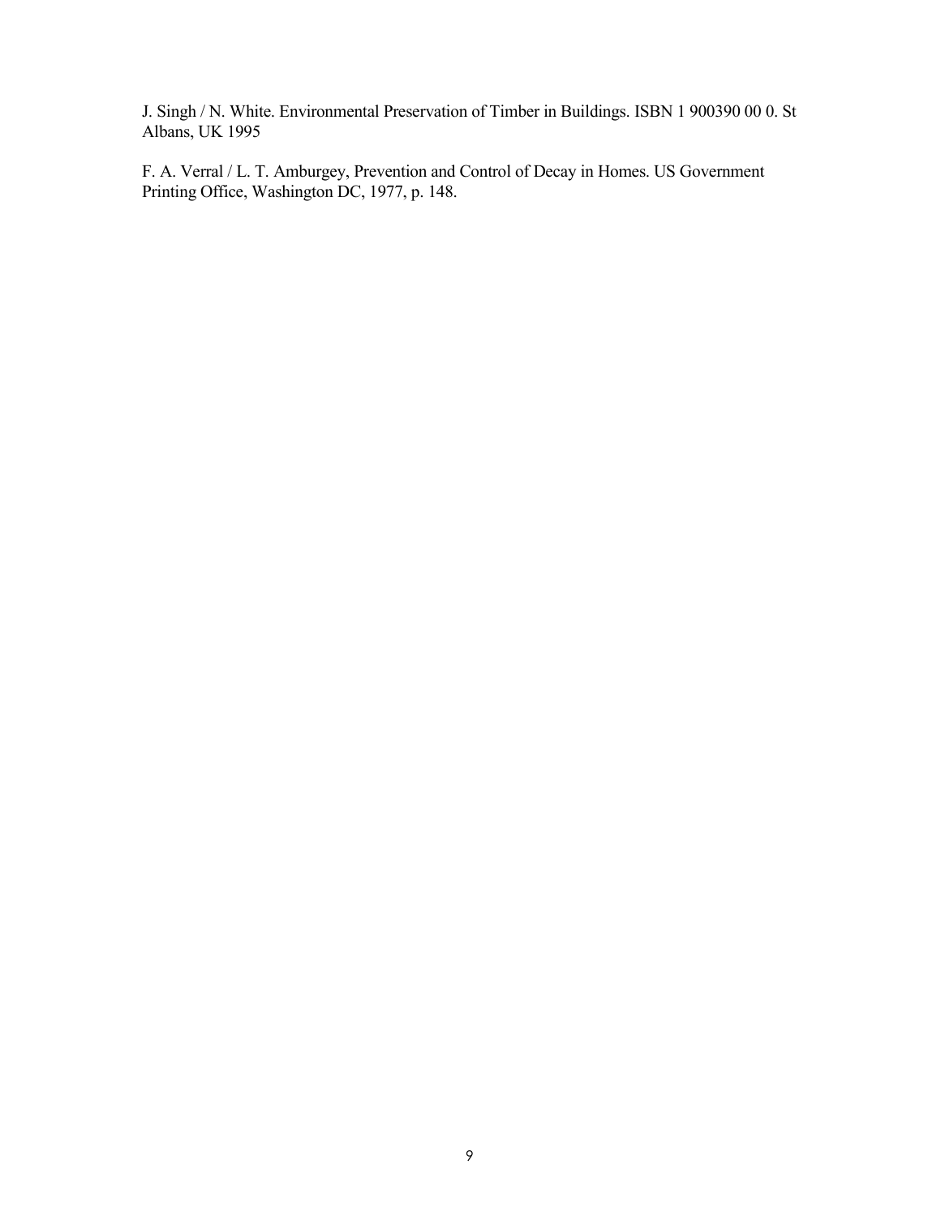J. Singh / N. White. Environmental Preservation of Timber in Buildings. ISBN 1 900390 00 0. St Albans, UK 1995

F. A. Verral / L. T. Amburgey, Prevention and Control of Decay in Homes. US Government Printing Office, Washington DC, 1977, p. 148.